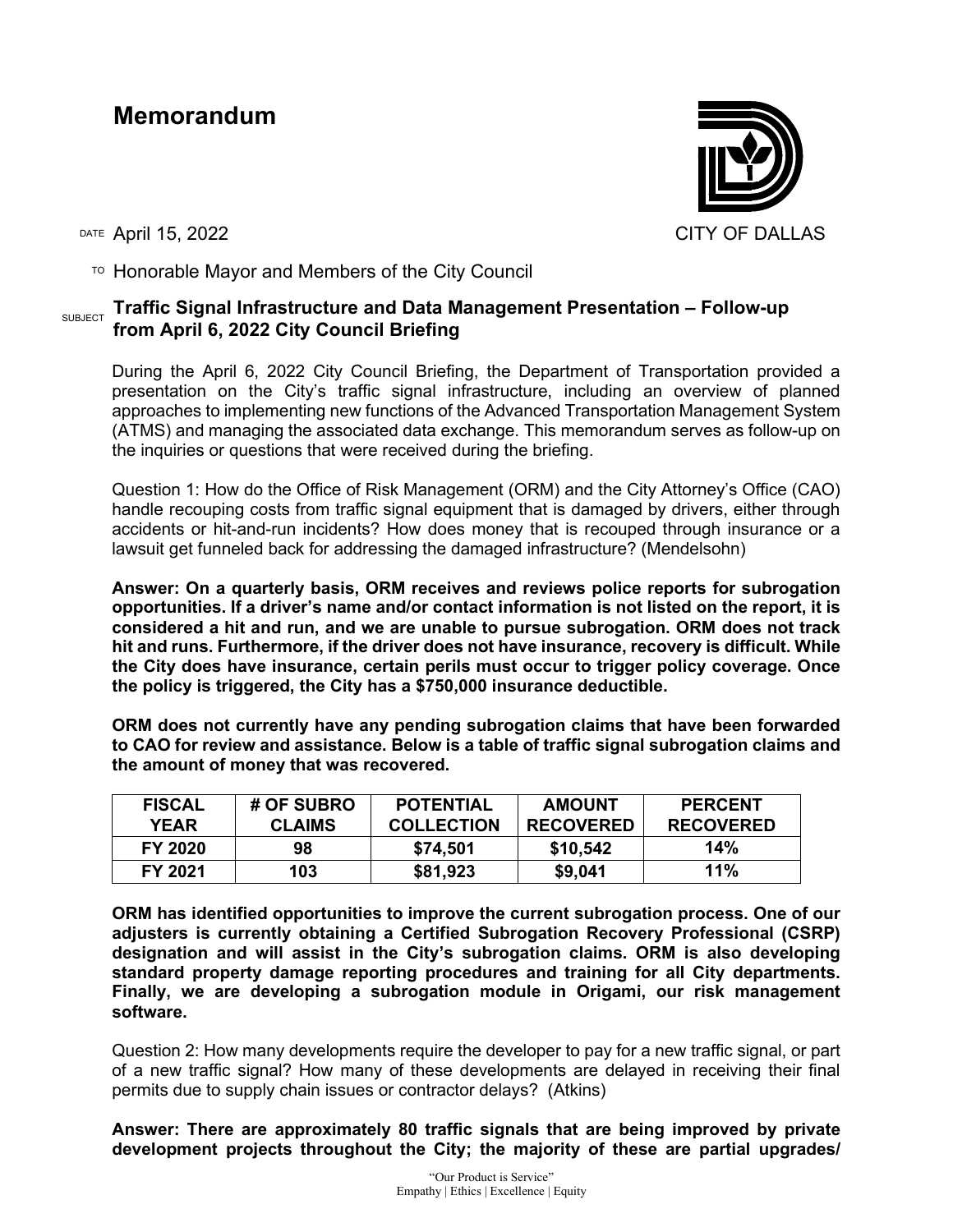# Memorandum

CITY OF DALLAS

DATE April 15, 2022

TO Honorable Mayor and Members of the City Council

SUBJECT **Traffic Signal Infrastructure and Data Management Presentation – Follow-up from April 6, 2022 City Council Briefing**

During the April 6, 2022 City Council Briefing, the Department of Transportation provided a presentation on the City's traffic signal infrastructure, including an overview of planned approaches to implementing new functions of the Advanced Transportation Management System (ATMS) and managing the associated data exchange. This memorandum serves as follow-up on the inquiries or questions that were received during the briefing.

Question 1: How do the Office of Risk Management (ORM) and the City Attorney's Office (CAO) handle recouping costs from traffic signal equipment that is damaged by drivers, either through accidents or hit-and-run incidents? How does money that is recouped through insurance or a lawsuit get funneled back for addressing the damaged infrastructure? (Mendelsohn)

**Answer: On a quarterly basis, ORM receives and reviews police reports for subrogation opportunities. If a driver's name and/or contact information is not listed on the report, it is considered a hit and run, and we are unable to pursue subrogation. ORM does not track hit and runs. Furthermore, if the driver does not have insurance, recovery is difficult. While the City does have insurance, certain perils must occur to trigger policy coverage. Once the policy is triggered, the City has a $750,000 insurance deductible.**

**ORM does not currently have any pending subrogation claims that have been forwarded to CAO for review and assistance. Below is a table of traffic signal subrogation claims and the amount of money that was recovered.**

| FISCAL YEAR | # OF SUBRO CLAIMS | POTENTIAL COLLECTION | AMOUNT RECOVERED | PERCENT RECOVERED |
|---|---|---|---|---|
| FY 2020 | 98 | $74,501 | $10,542 | 14% |
| FY 2021 | 103 | $81,923 | $9,041 | 11% |

**ORM has identified opportunities to improve the current subrogation process. One of our adjusters is currently obtaining a Certified Subrogation Recovery Professional (CSRP) designation and will assist in the City's subrogation claims. ORM is also developing standard property damage reporting procedures and training for all City departments. Finally, we are developing a subrogation module in Origami, our risk management software.**

Question 2: How many developments require the developer to pay for a new traffic signal, or part of a new traffic signal? How many of these developments are delayed in receiving their final permits due to supply chain issues or contractor delays? (Atkins)

**Answer: There are approximately 80 traffic signals that are being improved by private development projects throughout the City; the majority of these are partial upgrades/**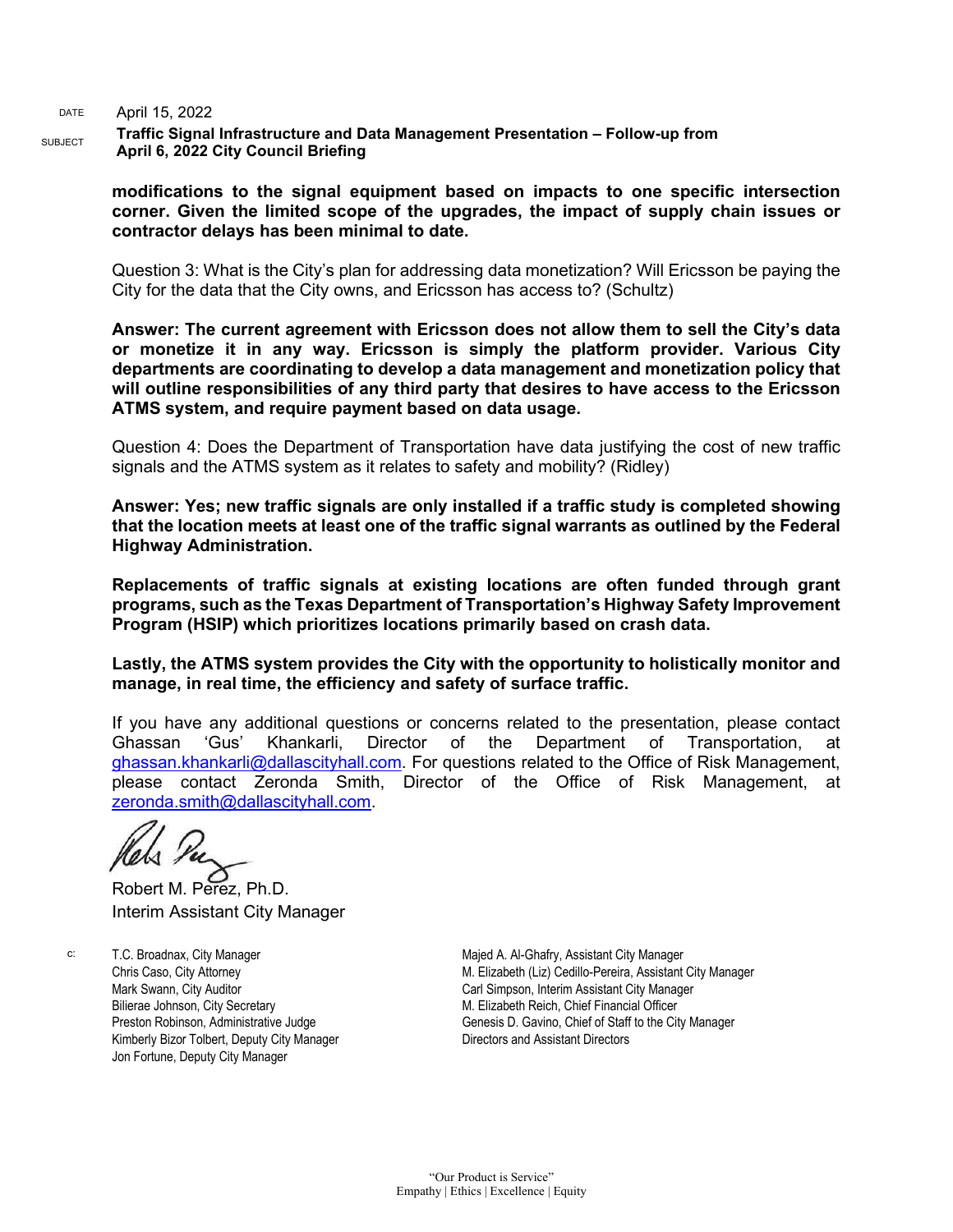DATE April 15, 2022

SUBJECT **Traffic Signal Infrastructure and Data Management Presentation – Follow-up from April 6, 2022 City Council Briefing**

**modifications to the signal equipment based on impacts to one specific intersection corner. Given the limited scope of the upgrades, the impact of supply chain issues or contractor delays has been minimal to date.**

Question 3: What is the City's plan for addressing data monetization? Will Ericsson be paying the City for the data that the City owns, and Ericsson has access to? (Schultz)

**Answer: The current agreement with Ericsson does not allow them to sell the City's data or monetize it in any way. Ericsson is simply the platform provider. Various City departments are coordinating to develop a data management and monetization policy that will outline responsibilities of any third party that desires to have access to the Ericsson ATMS system, and require payment based on data usage.**

Question 4: Does the Department of Transportation have data justifying the cost of new traffic signals and the ATMS system as it relates to safety and mobility? (Ridley)

**Answer: Yes; new traffic signals are only installed if a traffic study is completed showing that the location meets at least one of the traffic signal warrants as outlined by the Federal Highway Administration.**

**Replacements of traffic signals at existing locations are often funded through grant programs, such as the Texas Department of Transportation's Highway Safety Improvement Program (HSIP) which prioritizes locations primarily based on crash data.**

**Lastly, the ATMS system provides the City with the opportunity to holistically monitor and manage, in real time, the efficiency and safety of surface traffic.**

If you have any additional questions or concerns related to the presentation, please contact Ghassan 'Gus' Khankarli, Director of the Department of Transportation, at ghassan.khankarli@dallascityhall.com. For questions related to the Office of Risk Management, please contact Zeronda Smith, Director of the Office of Risk Management, at zeronda.smith@dallascityhall.com.

Robert M. Perez, Ph.D.
Interim Assistant City Manager

c:
T.C. Broadnax, City Manager
Chris Caso, City Attorney
Mark Swann, City Auditor
Bilierae Johnson, City Secretary
Preston Robinson, Administrative Judge
Kimberly Bizor Tolbert, Deputy City Manager
Jon Fortune, Deputy City Manager
Majed A. Al-Ghafry, Assistant City Manager
M. Elizabeth (Liz) Cedillo-Pereira, Assistant City Manager
Carl Simpson, Interim Assistant City Manager
M. Elizabeth Reich, Chief Financial Officer
Genesis D. Gavino, Chief of Staff to the City Manager
Directors and Assistant Directors

"Our Product is Service"
Empathy | Ethics | Excellence | Equity